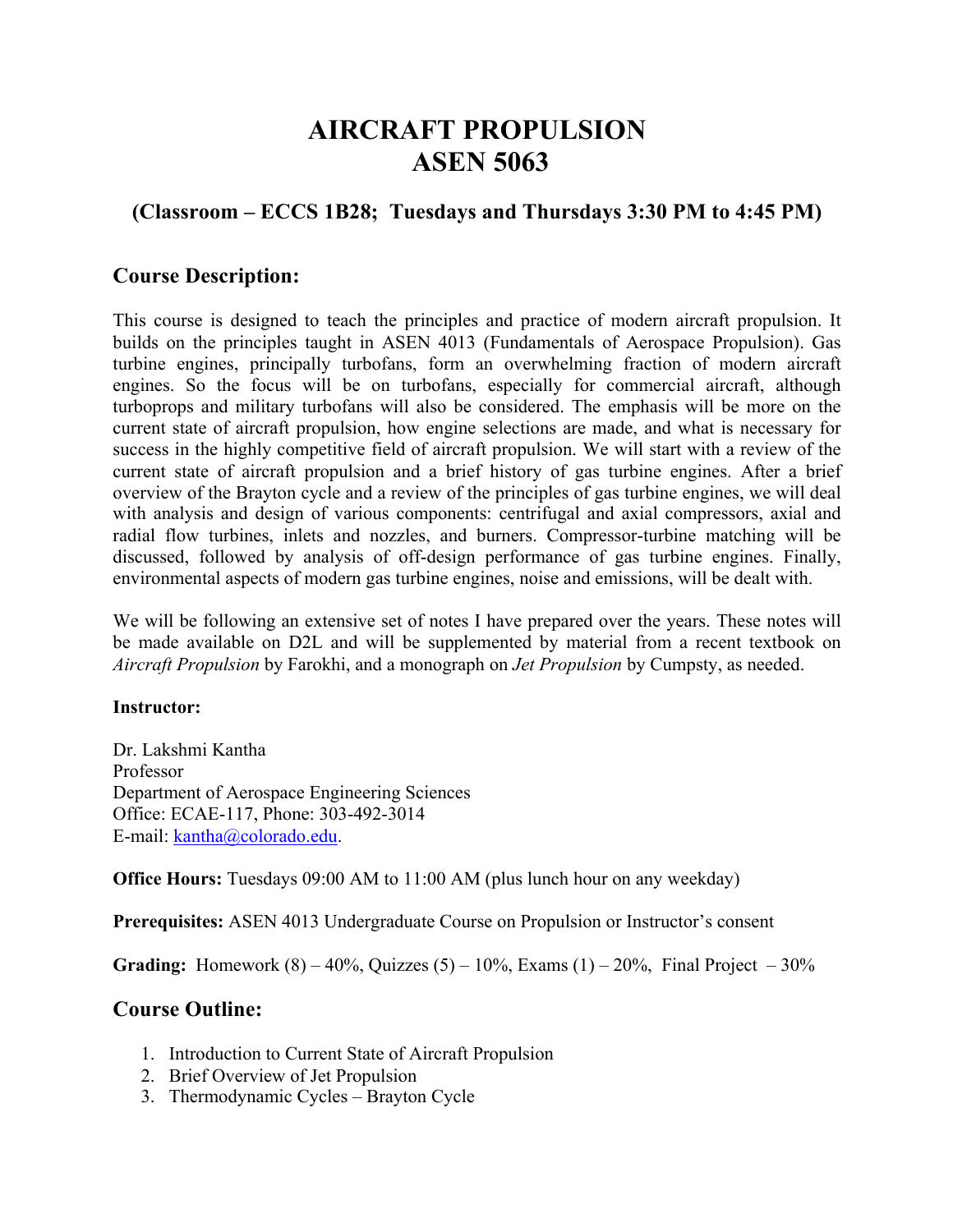# AIRCRAFT PROPULSION
# ASEN 5063

### (Classroom – ECCS 1B28; Tuesdays and Thursdays 3:30 PM to 4:45 PM)

## Course Description:

This course is designed to teach the principles and practice of modern aircraft propulsion. It builds on the principles taught in ASEN 4013 (Fundamentals of Aerospace Propulsion). Gas turbine engines, principally turbofans, form an overwhelming fraction of modern aircraft engines. So the focus will be on turbofans, especially for commercial aircraft, although turboprops and military turbofans will also be considered. The emphasis will be more on the current state of aircraft propulsion, how engine selections are made, and what is necessary for success in the highly competitive field of aircraft propulsion. We will start with a review of the current state of aircraft propulsion and a brief history of gas turbine engines. After a brief overview of the Brayton cycle and a review of the principles of gas turbine engines, we will deal with analysis and design of various components: centrifugal and axial compressors, axial and radial flow turbines, inlets and nozzles, and burners. Compressor-turbine matching will be discussed, followed by analysis of off-design performance of gas turbine engines. Finally, environmental aspects of modern gas turbine engines, noise and emissions, will be dealt with.

We will be following an extensive set of notes I have prepared over the years. These notes will be made available on D2L and will be supplemented by material from a recent textbook on *Aircraft Propulsion* by Farokhi, and a monograph on *Jet Propulsion* by Cumpsty, as needed.

**Instructor:**

Dr. Lakshmi Kantha
Professor
Department of Aerospace Engineering Sciences
Office: ECAE-117, Phone: 303-492-3014
E-mail: kantha@colorado.edu.

**Office Hours:** Tuesdays 09:00 AM to 11:00 AM (plus lunch hour on any weekday)

**Prerequisites:** ASEN 4013 Undergraduate Course on Propulsion or Instructor's consent

**Grading:** Homework (8) – 40%, Quizzes (5) – 10%, Exams (1) – 20%, Final Project – 30%

## Course Outline:

1. Introduction to Current State of Aircraft Propulsion
2. Brief Overview of Jet Propulsion
3. Thermodynamic Cycles – Brayton Cycle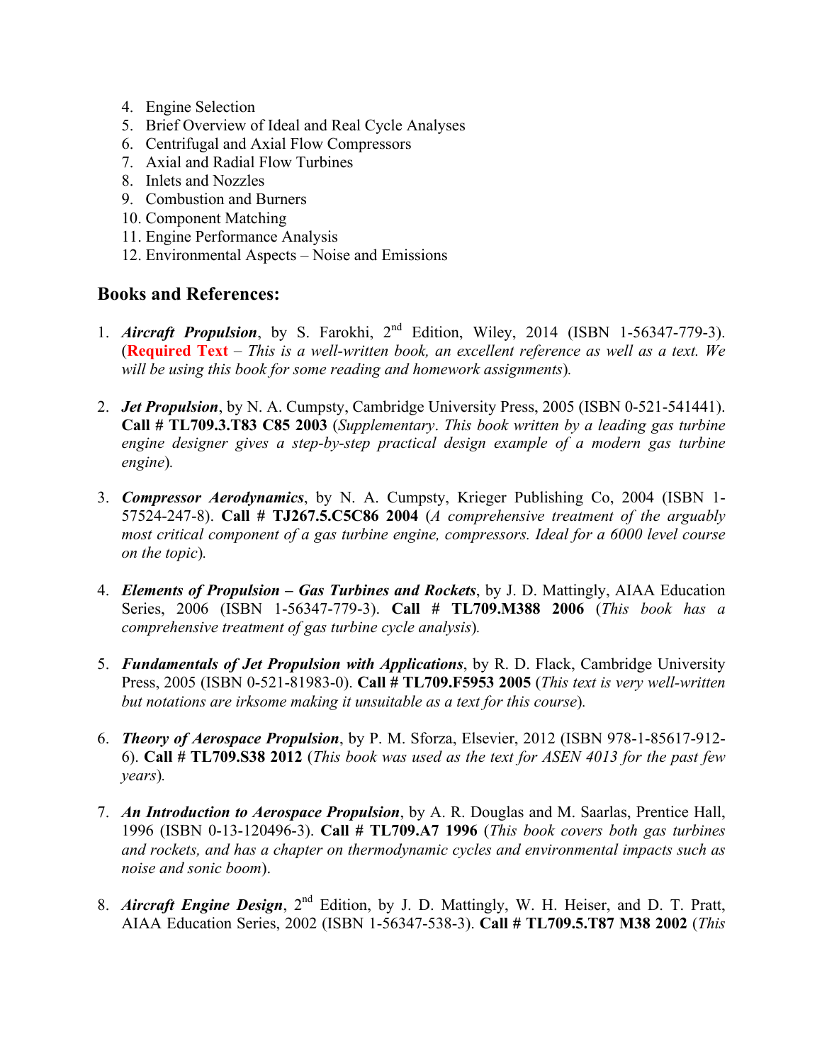4. Engine Selection
5. Brief Overview of Ideal and Real Cycle Analyses
6. Centrifugal and Axial Flow Compressors
7. Axial and Radial Flow Turbines
8. Inlets and Nozzles
9. Combustion and Burners
10. Component Matching
11. Engine Performance Analysis
12. Environmental Aspects – Noise and Emissions

## Books and References:

1. ***Aircraft Propulsion***, by S. Farokhi, 2nd Edition, Wiley, 2014 (ISBN 1-56347-779-3). (**Required Text** – *This is a well-written book, an excellent reference as well as a text. We will be using this book for some reading and homework assignments*).

2. ***Jet Propulsion***, by N. A. Cumpsty, Cambridge University Press, 2005 (ISBN 0-521-541441). **Call # TL709.3.T83 C85 2003** (*Supplementary*. *This book written by a leading gas turbine engine designer gives a step-by-step practical design example of a modern gas turbine engine*).

3. ***Compressor Aerodynamics***, by N. A. Cumpsty, Krieger Publishing Co, 2004 (ISBN 1-57524-247-8). **Call # TJ267.5.C5C86 2004** (*A comprehensive treatment of the arguably most critical component of a gas turbine engine, compressors. Ideal for a 6000 level course on the topic*).

4. ***Elements of Propulsion – Gas Turbines and Rockets***, by J. D. Mattingly, AIAA Education Series, 2006 (ISBN 1-56347-779-3). **Call # TL709.M388 2006** (*This book has a comprehensive treatment of gas turbine cycle analysis*).

5. ***Fundamentals of Jet Propulsion with Applications***, by R. D. Flack, Cambridge University Press, 2005 (ISBN 0-521-81983-0). **Call # TL709.F5953 2005** (*This text is very well-written but notations are irksome making it unsuitable as a text for this course*).

6. ***Theory of Aerospace Propulsion***, by P. M. Sforza, Elsevier, 2012 (ISBN 978-1-85617-912-6). **Call # TL709.S38 2012** (*This book was used as the text for ASEN 4013 for the past few years*).

7. ***An Introduction to Aerospace Propulsion***, by A. R. Douglas and M. Saarlas, Prentice Hall, 1996 (ISBN 0-13-120496-3). **Call # TL709.A7 1996** (*This book covers both gas turbines and rockets, and has a chapter on thermodynamic cycles and environmental impacts such as noise and sonic boom*).

8. ***Aircraft Engine Design***, 2nd Edition, by J. D. Mattingly, W. H. Heiser, and D. T. Pratt, AIAA Education Series, 2002 (ISBN 1-56347-538-3). **Call # TL709.5.T87 M38 2002** (*This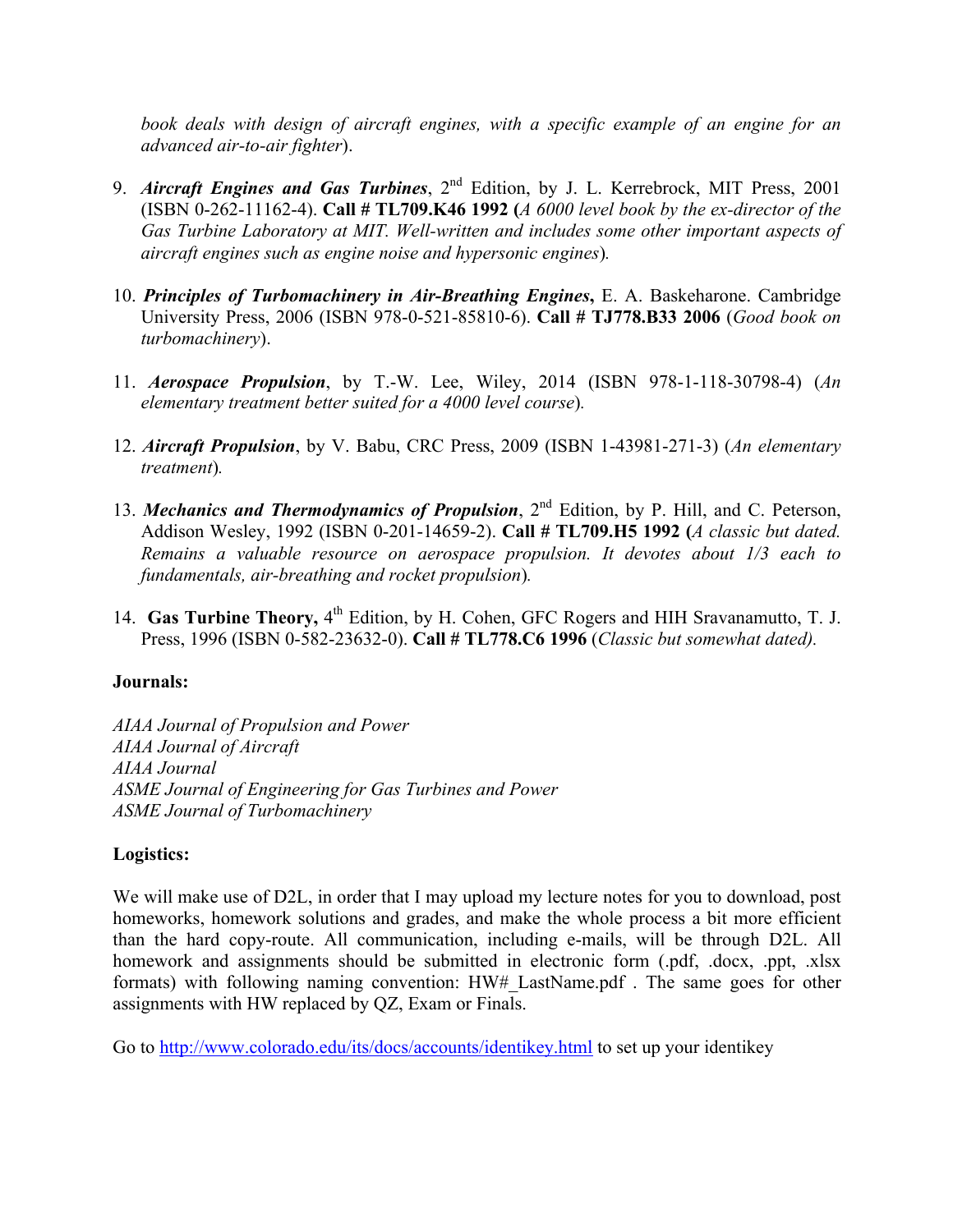*book deals with design of aircraft engines, with a specific example of an engine for an advanced air-to-air fighter*).

9. ***Aircraft Engines and Gas Turbines***, 2nd Edition, by J. L. Kerrebrock, MIT Press, 2001 (ISBN 0-262-11162-4). **Call # TL709.K46 1992 (***A 6000 level book by the ex-director of the Gas Turbine Laboratory at MIT. Well-written and includes some other important aspects of aircraft engines such as engine noise and hypersonic engines*).

10. ***Principles of Turbomachinery in Air-Breathing Engines*****,** E. A. Baskeharone. Cambridge University Press, 2006 (ISBN 978-0-521-85810-6). **Call # TJ778.B33 2006** (*Good book on turbomachinery*).

11. ***Aerospace Propulsion***, by T.-W. Lee, Wiley, 2014 (ISBN 978-1-118-30798-4) (*An elementary treatment better suited for a 4000 level course*).

12. ***Aircraft Propulsion***, by V. Babu, CRC Press, 2009 (ISBN 1-43981-271-3) (*An elementary treatment*).

13. ***Mechanics and Thermodynamics of Propulsion***, 2nd Edition, by P. Hill, and C. Peterson, Addison Wesley, 1992 (ISBN 0-201-14659-2). **Call # TL709.H5 1992 (***A classic but dated. Remains a valuable resource on aerospace propulsion. It devotes about 1/3 each to fundamentals, air-breathing and rocket propulsion*).

14. **Gas Turbine Theory,** 4th Edition, by H. Cohen, GFC Rogers and HIH Sravanamutto, T. J. Press, 1996 (ISBN 0-582-23632-0). **Call # TL778.C6 1996** (*Classic but somewhat dated).*

**Journals:**

*AIAA Journal of Propulsion and Power*
*AIAA Journal of Aircraft*
*AIAA Journal*
*ASME Journal of Engineering for Gas Turbines and Power*
*ASME Journal of Turbomachinery*

**Logistics:**

We will make use of D2L, in order that I may upload my lecture notes for you to download, post homeworks, homework solutions and grades, and make the whole process a bit more efficient than the hard copy-route. All communication, including e-mails, will be through D2L. All homework and assignments should be submitted in electronic form (.pdf, .docx, .ppt, .xlsx formats) with following naming convention: HW#_LastName.pdf . The same goes for other assignments with HW replaced by QZ, Exam or Finals.

Go to http://www.colorado.edu/its/docs/accounts/identikey.html to set up your identikey